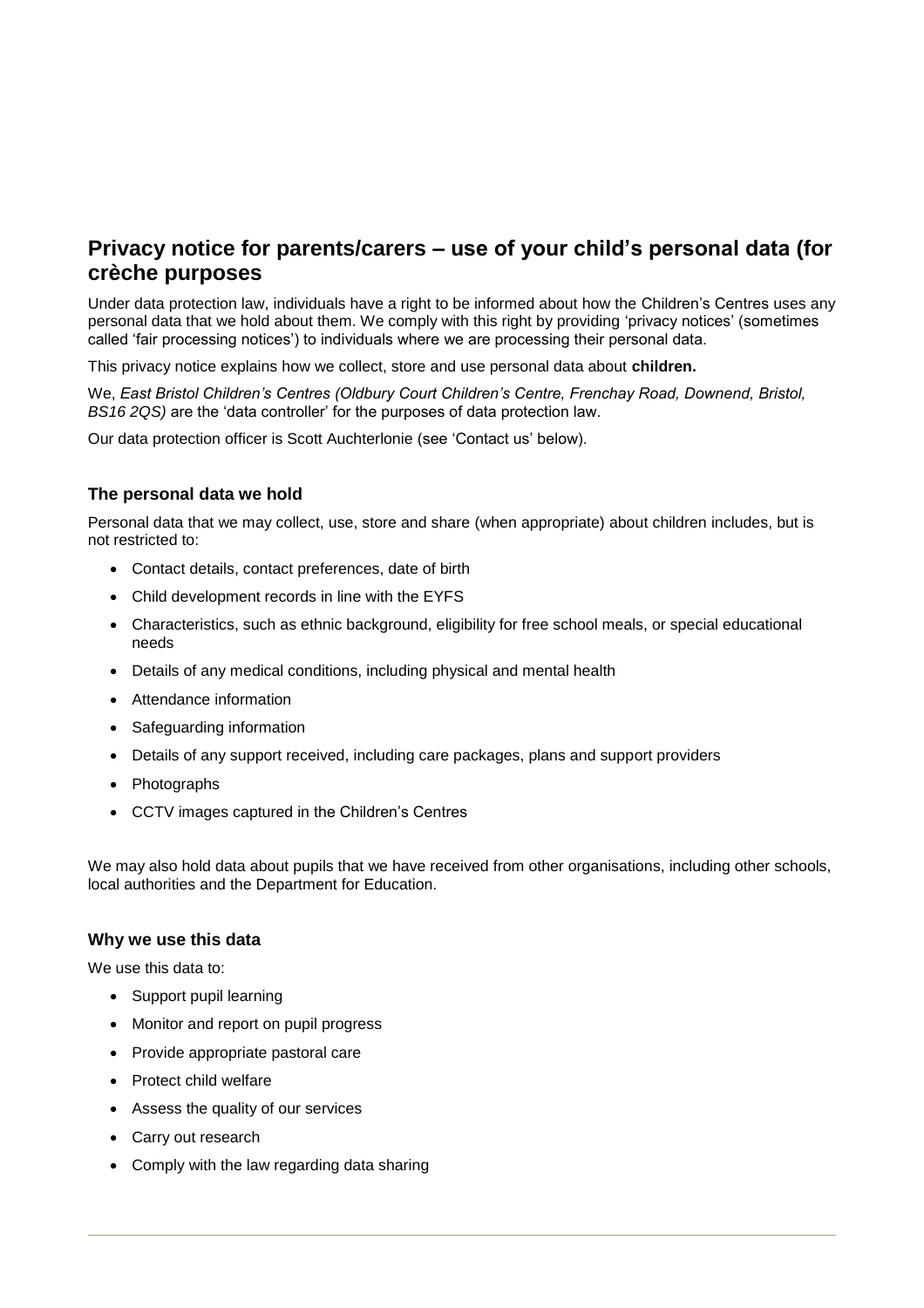# Privacy notice for parents/carers – use of your child's personal data (for crèche purposes

Under data protection law, individuals have a right to be informed about how the Children's Centres uses any personal data that we hold about them. We comply with this right by providing 'privacy notices' (sometimes called 'fair processing notices') to individuals where we are processing their personal data.

This privacy notice explains how we collect, store and use personal data about **children.**

We, *East Bristol Children's Centres (Oldbury Court Children's Centre, Frenchay Road, Downend, Bristol, BS16 2QS)* are the 'data controller' for the purposes of data protection law.

Our data protection officer is Scott Auchterlonie (see 'Contact us' below).

## The personal data we hold

Personal data that we may collect, use, store and share (when appropriate) about children includes, but is not restricted to:

- Contact details, contact preferences, date of birth
- Child development records in line with the EYFS
- Characteristics, such as ethnic background, eligibility for free school meals, or special educational needs
- Details of any medical conditions, including physical and mental health
- Attendance information
- Safeguarding information
- Details of any support received, including care packages, plans and support providers
- Photographs
- CCTV images captured in the Children's Centres

We may also hold data about pupils that we have received from other organisations, including other schools, local authorities and the Department for Education.

## Why we use this data

We use this data to:

- Support pupil learning
- Monitor and report on pupil progress
- Provide appropriate pastoral care
- Protect child welfare
- Assess the quality of our services
- Carry out research
- Comply with the law regarding data sharing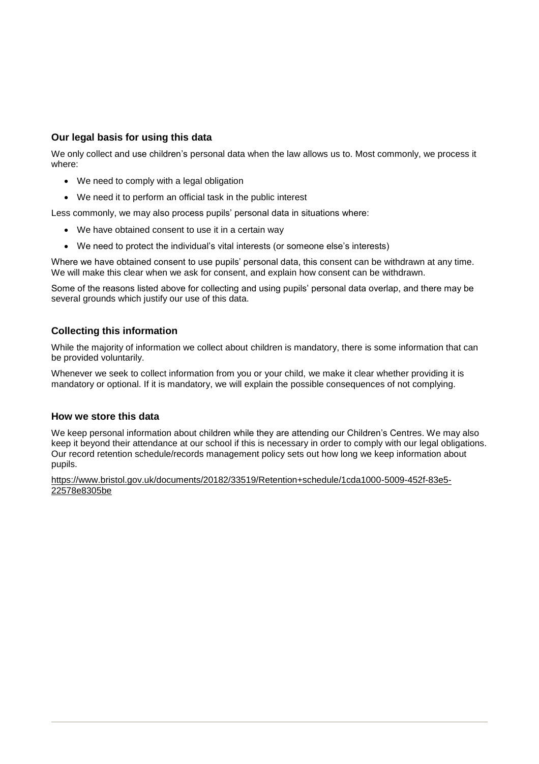### Our legal basis for using this data

We only collect and use children's personal data when the law allows us to. Most commonly, we process it where:

- We need to comply with a legal obligation
- We need it to perform an official task in the public interest

Less commonly, we may also process pupils' personal data in situations where:

- We have obtained consent to use it in a certain way
- We need to protect the individual's vital interests (or someone else's interests)

Where we have obtained consent to use pupils' personal data, this consent can be withdrawn at any time. We will make this clear when we ask for consent, and explain how consent can be withdrawn.

Some of the reasons listed above for collecting and using pupils' personal data overlap, and there may be several grounds which justify our use of this data.

### Collecting this information

While the majority of information we collect about children is mandatory, there is some information that can be provided voluntarily.

Whenever we seek to collect information from you or your child, we make it clear whether providing it is mandatory or optional. If it is mandatory, we will explain the possible consequences of not complying.

### How we store this data

We keep personal information about children while they are attending our Children's Centres. We may also keep it beyond their attendance at our school if this is necessary in order to comply with our legal obligations. Our record retention schedule/records management policy sets out how long we keep information about pupils.

https://www.bristol.gov.uk/documents/20182/33519/Retention+schedule/1cda1000-5009-452f-83e5-22578e8305be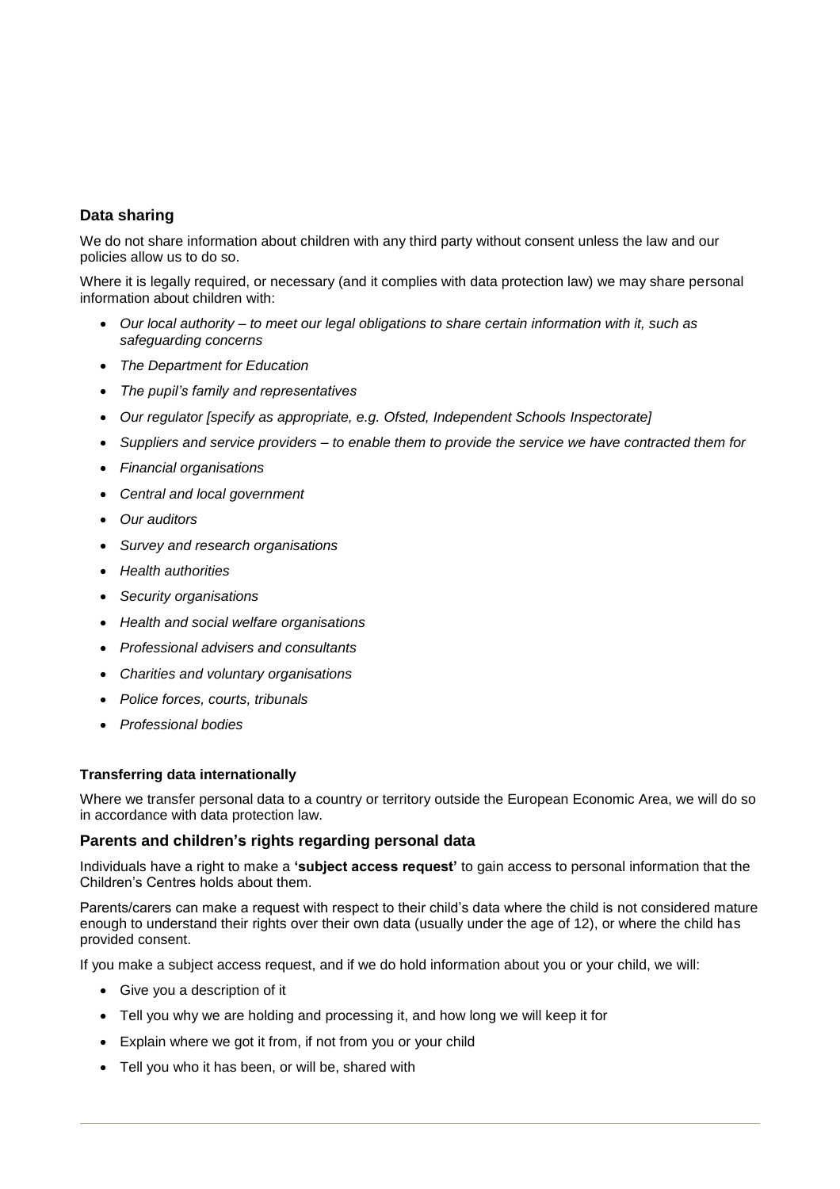## Data sharing

We do not share information about children with any third party without consent unless the law and our policies allow us to do so.

Where it is legally required, or necessary (and it complies with data protection law) we may share personal information about children with:

- *Our local authority – to meet our legal obligations to share certain information with it, such as safeguarding concerns*
- *The Department for Education*
- *The pupil's family and representatives*
- *Our regulator [specify as appropriate, e.g. Ofsted, Independent Schools Inspectorate]*
- *Suppliers and service providers – to enable them to provide the service we have contracted them for*
- *Financial organisations*
- *Central and local government*
- *Our auditors*
- *Survey and research organisations*
- *Health authorities*
- *Security organisations*
- *Health and social welfare organisations*
- *Professional advisers and consultants*
- *Charities and voluntary organisations*
- *Police forces, courts, tribunals*
- *Professional bodies*

#### Transferring data internationally

Where we transfer personal data to a country or territory outside the European Economic Area, we will do so in accordance with data protection law.

## Parents and children's rights regarding personal data

Individuals have a right to make a **'subject access request'** to gain access to personal information that the Children's Centres holds about them.

Parents/carers can make a request with respect to their child's data where the child is not considered mature enough to understand their rights over their own data (usually under the age of 12), or where the child has provided consent.

If you make a subject access request, and if we do hold information about you or your child, we will:

- Give you a description of it
- Tell you why we are holding and processing it, and how long we will keep it for
- Explain where we got it from, if not from you or your child
- Tell you who it has been, or will be, shared with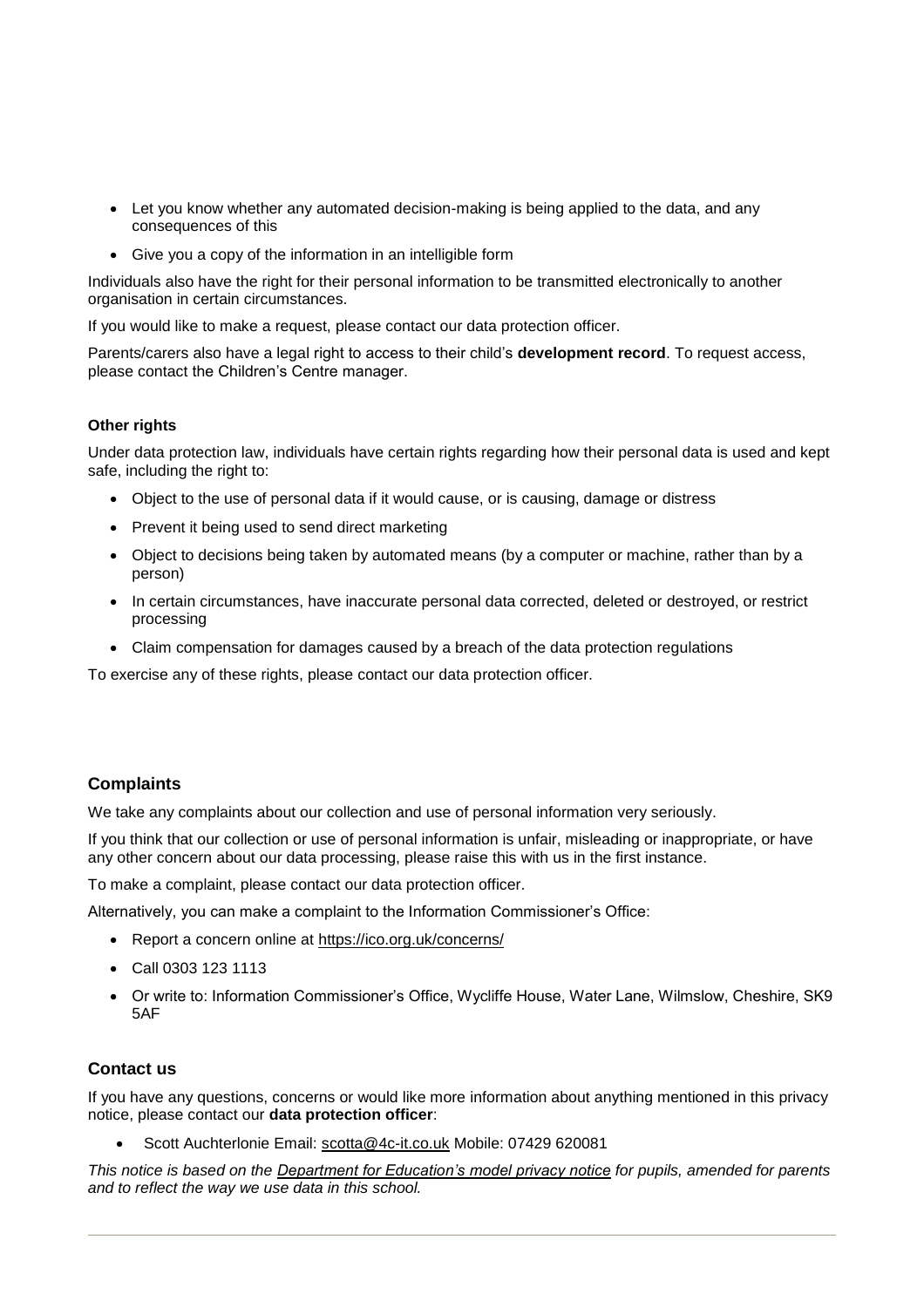- Let you know whether any automated decision-making is being applied to the data, and any consequences of this
- Give you a copy of the information in an intelligible form

Individuals also have the right for their personal information to be transmitted electronically to another organisation in certain circumstances.

If you would like to make a request, please contact our data protection officer.

Parents/carers also have a legal right to access to their child's **development record**. To request access, please contact the Children's Centre manager.

#### Other rights

Under data protection law, individuals have certain rights regarding how their personal data is used and kept safe, including the right to:

- Object to the use of personal data if it would cause, or is causing, damage or distress
- Prevent it being used to send direct marketing
- Object to decisions being taken by automated means (by a computer or machine, rather than by a person)
- In certain circumstances, have inaccurate personal data corrected, deleted or destroyed, or restrict processing
- Claim compensation for damages caused by a breach of the data protection regulations

To exercise any of these rights, please contact our data protection officer.

### Complaints

We take any complaints about our collection and use of personal information very seriously.

If you think that our collection or use of personal information is unfair, misleading or inappropriate, or have any other concern about our data processing, please raise this with us in the first instance.

To make a complaint, please contact our data protection officer.

Alternatively, you can make a complaint to the Information Commissioner's Office:

- Report a concern online at https://ico.org.uk/concerns/
- Call 0303 123 1113
- Or write to: Information Commissioner's Office, Wycliffe House, Water Lane, Wilmslow, Cheshire, SK9 5AF

### Contact us

If you have any questions, concerns or would like more information about anything mentioned in this privacy notice, please contact our **data protection officer**:

- Scott Auchterlonie Email: scotta@4c-it.co.uk Mobile: 07429 620081

*This notice is based on the Department for Education's model privacy notice for pupils, amended for parents and to reflect the way we use data in this school.*